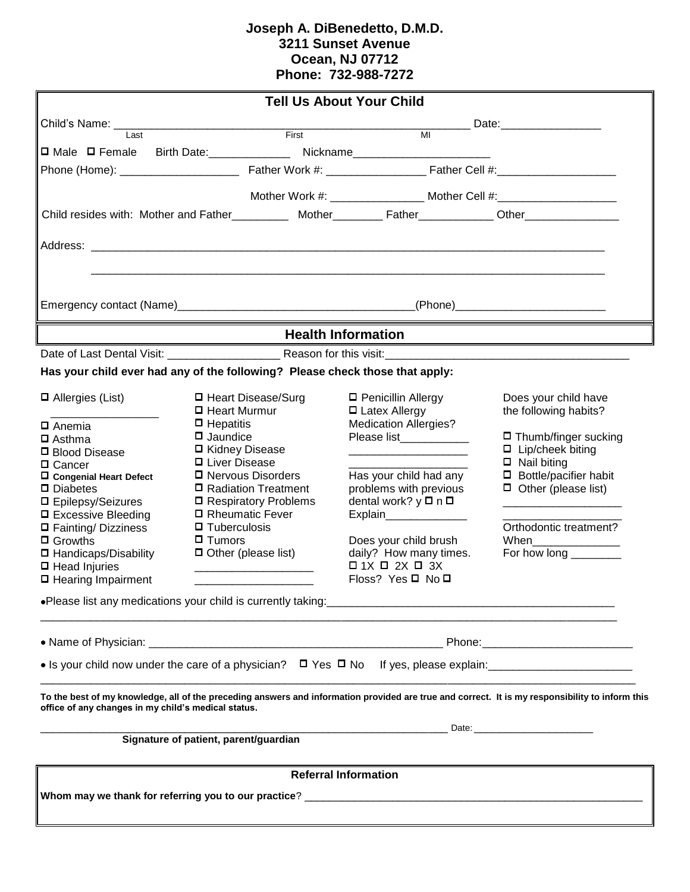**Joseph A. DiBenedetto, D.M.D.**
**3211 Sunset Avenue**
**Ocean, NJ 07712**
**Phone: 732-988-7272**

## Tell Us About Your Child

Child's Name: ______________________________________________ Date:________________
Last First MI

☐ Male ☐ Female Birth Date:_____________ Nickname______________________

Phone (Home): ___________________ Father Work #: ________________ Father Cell #:___________________

Mother Work #: _______________ Mother Cell #:___________________

Child resides with: Mother and Father_________ Mother________ Father____________ Other_______________

Address: ______________________________________________________________________________

______________________________________________________________________________

Emergency contact (Name)______________________________________(Phone)________________________

## Health Information

Date of Last Dental Visit: __________________ Reason for this visit:________________________________________

**Has your child ever had any of the following? Please check those that apply:**

☐ Allergies (List)
_________________
☐ Anemia
☐ Asthma
☐ Blood Disease
☐ Cancer
☐ **Congenial Heart Defect**
☐ Diabetes
☐ Epilepsy/Seizures
☐ Excessive Bleeding
☐ Fainting/ Dizziness
☐ Growths
☐ Handicaps/Disability
☐ Head Injuries
☐ Hearing Impairment

☐ Heart Disease/Surg
☐ Heart Murmur
☐ Hepatitis
☐ Jaundice
☐ Kidney Disease
☐ Liver Disease
☐ Nervous Disorders
☐ Radiation Treatment
☐ Respiratory Problems
☐ Rheumatic Fever
☐ Tuberculosis
☐ Tumors
☐ Other (please list)
___________________
___________________

☐ Penicillin Allergy
☐ Latex Allergy
Medication Allergies?
Please list___________
___________________
___________________
Has your child had any problems with previous dental work? y ☐ n ☐
Explain_____________

Does your child brush daily? How many times.
☐ 1X ☐ 2X ☐ 3X
Floss? Yes ☐ No ☐

Does your child have the following habits?

☐ Thumb/finger sucking
☐ Lip/cheek biting
☐ Nail biting
☐ Bottle/pacifier habit
☐ Other (please list)
___________________
___________________
Orthodontic treatment?
When______________
For how long ________

• Please list any medications your child is currently taking:_______________________________________________
_____________________________________________________________________________________________

• Name of Physician: ________________________________________________ Phone:________________________

• Is your child now under the care of a physician? ☐ Yes ☐ No If yes, please explain:_______________________
_____________________________________________________________________________________________

**To the best of my knowledge, all of the preceding answers and information provided are true and correct. It is my responsibility to inform this office of any changes in my child's medical status.**

______________________________________________________________________ Date: _____________________
**Signature of patient, parent/guardian**

## Referral Information

**Whom may we thank for referring you to our practice**? ___________________________________________________________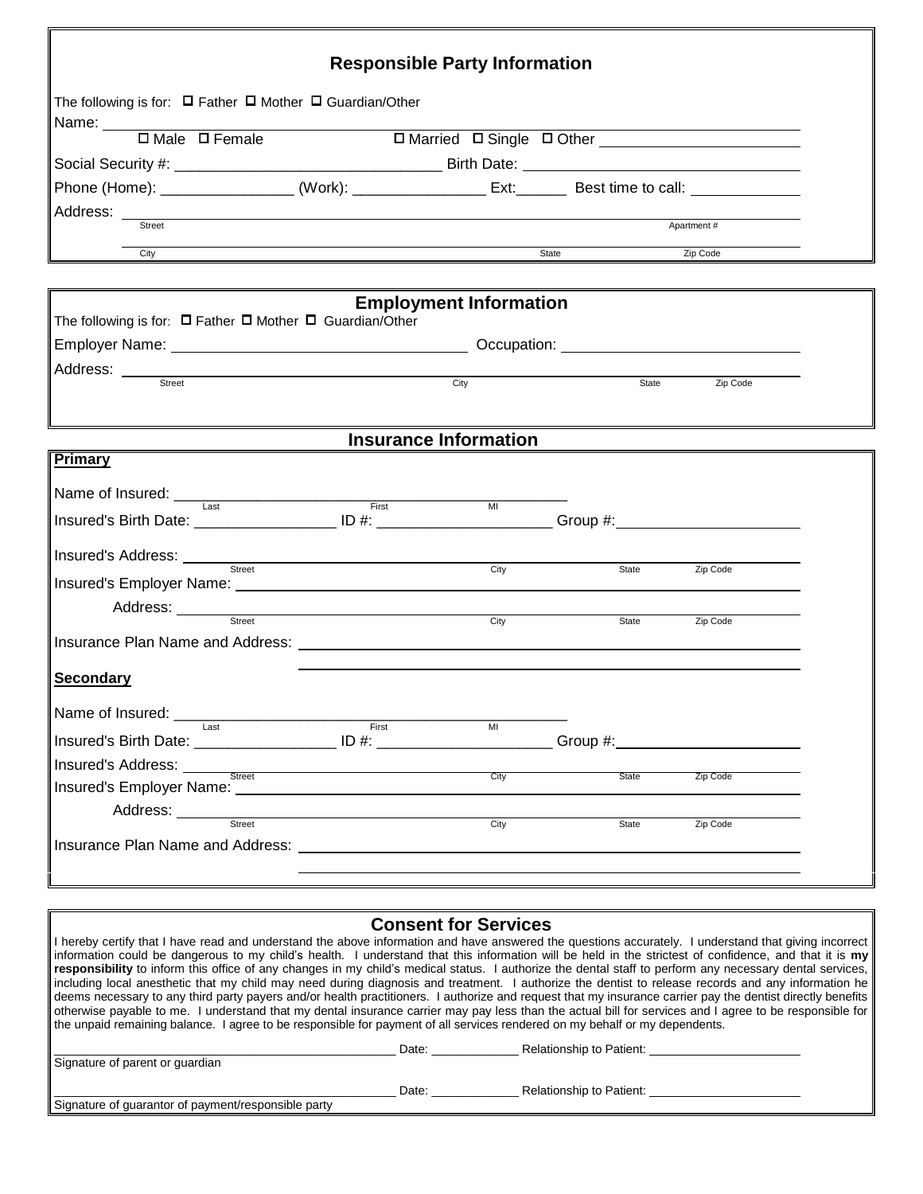## Responsible Party Information

The following is for: ☐ Father ☐ Mother ☐ Guardian/Other

Name: ______________________________

☐ Male ☐ Female ☐ Married ☐ Single ☐ Other ______________________

Social Security #: ______________________________ Birth Date: ______________________________

Phone (Home): _______________ (Work): _______________ Ext:______ Best time to call: _____________

Address: ______________________________
Street Apartment #

______________________________
City State Zip Code

## Employment Information

The following is for: ☐ Father ☐ Mother ☐ Guardian/Other

Employer Name: ______________________________ Occupation: ______________________________

Address: ______________________________
Street City State Zip Code

## Insurance Information

**Primary**

Name of Insured: ______________________________
Last First MI

Insured's Birth Date: ________________ ID #: ____________________ Group #: ____________________

Insured's Address: ______________________________
Street City State Zip Code

Insured's Employer Name: ______________________________

Address: ______________________________
Street City State Zip Code

Insurance Plan Name and Address: ______________________________

______________________________

**Secondary**

Name of Insured: ______________________________
Last First MI

Insured's Birth Date: ________________ ID #: ____________________ Group #: ____________________

Insured's Address: ______________________________
Street City State Zip Code

Insured's Employer Name: ______________________________

Address: ______________________________
Street City State Zip Code

Insurance Plan Name and Address: ______________________________

______________________________

## Consent for Services

I hereby certify that I have read and understand the above information and have answered the questions accurately. I understand that giving incorrect information could be dangerous to my child's health. I understand that this information will be held in the strictest of confidence, and that it is **my responsibility** to inform this office of any changes in my child's medical status. I authorize the dental staff to perform any necessary dental services, including local anesthetic that my child may need during diagnosis and treatment. I authorize the dentist to release records and any information he deems necessary to any third party payers and/or health practitioners. I authorize and request that my insurance carrier pay the dentist directly benefits otherwise payable to me. I understand that my dental insurance carrier may pay less than the actual bill for services and I agree to be responsible for the unpaid remaining balance. I agree to be responsible for payment of all services rendered on my behalf or my dependents.

______________________________ Date: ____________ Relationship to Patient: ____________________
Signature of parent or guardian

______________________________ Date: ____________ Relationship to Patient: ____________________
Signature of guarantor of payment/responsible party